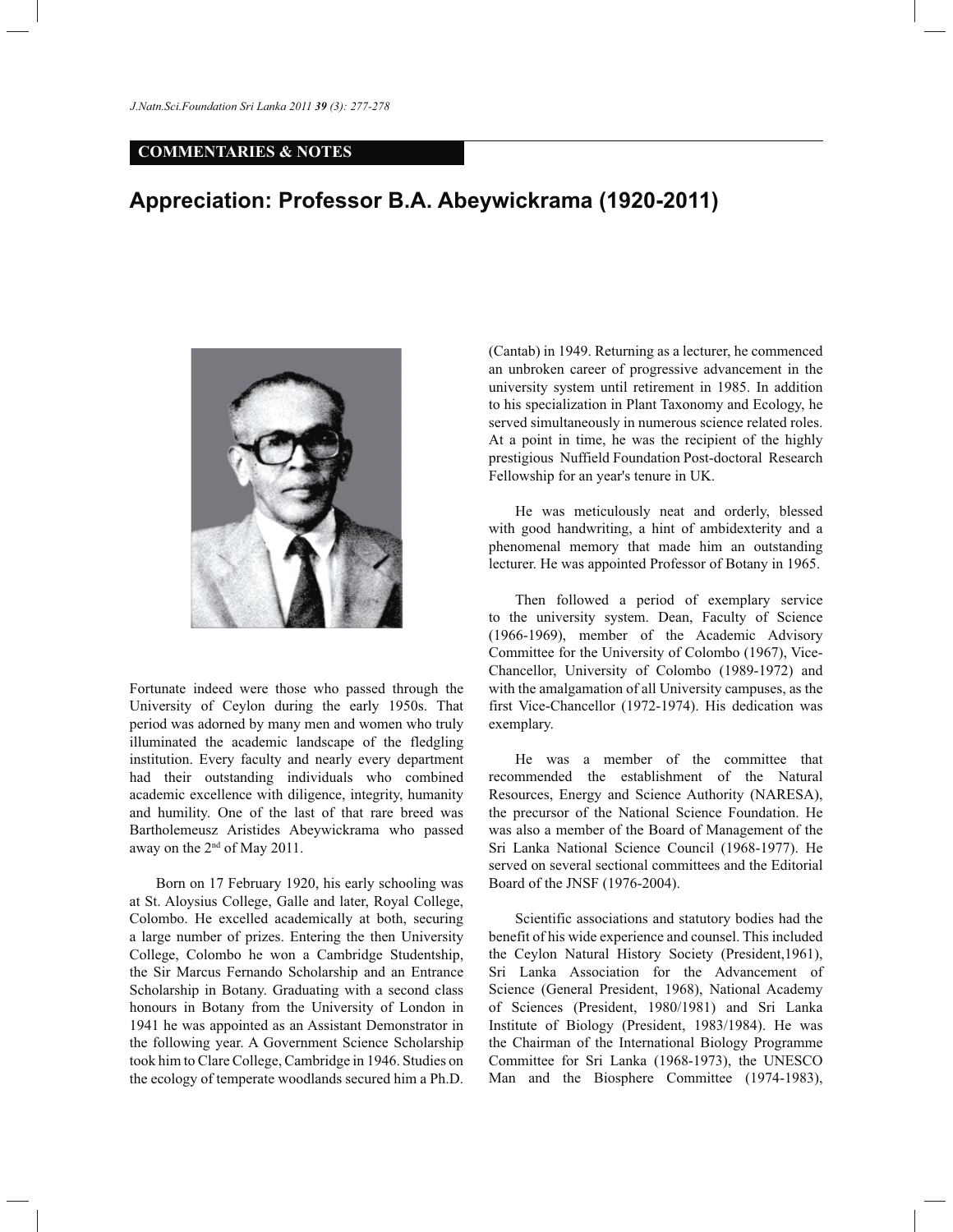**COMMENTARIES & NOTES**

# Appreciation: Professor B.A. Abeywickrama (1920-2011)

Fortunate indeed were those who passed through the University of Ceylon during the early 1950s. That period was adorned by many men and women who truly illuminated the academic landscape of the fledgling institution. Every faculty and nearly every department had their outstanding individuals who combined academic excellence with diligence, integrity, humanity and humility. One of the last of that rare breed was Bartholemeusz Aristides Abeywickrama who passed away on the 2nd of May 2011.

Born on 17 February 1920, his early schooling was at St. Aloysius College, Galle and later, Royal College, Colombo. He excelled academically at both, securing a large number of prizes. Entering the then University College, Colombo he won a Cambridge Studentship, the Sir Marcus Fernando Scholarship and an Entrance Scholarship in Botany. Graduating with a second class honours in Botany from the University of London in 1941 he was appointed as an Assistant Demonstrator in the following year. A Government Science Scholarship took him to Clare College, Cambridge in 1946. Studies on the ecology of temperate woodlands secured him a Ph.D. (Cantab) in 1949. Returning as a lecturer, he commenced an unbroken career of progressive advancement in the university system until retirement in 1985. In addition to his specialization in Plant Taxonomy and Ecology, he served simultaneously in numerous science related roles. At a point in time, he was the recipient of the highly prestigious Nuffield Foundation Post-doctoral Research Fellowship for an year's tenure in UK.

He was meticulously neat and orderly, blessed with good handwriting, a hint of ambidexterity and a phenomenal memory that made him an outstanding lecturer. He was appointed Professor of Botany in 1965.

Then followed a period of exemplary service to the university system. Dean, Faculty of Science (1966-1969), member of the Academic Advisory Committee for the University of Colombo (1967), Vice-Chancellor, University of Colombo (1989-1972) and with the amalgamation of all University campuses, as the first Vice-Chancellor (1972-1974). His dedication was exemplary.

He was a member of the committee that recommended the establishment of the Natural Resources, Energy and Science Authority (NARESA), the precursor of the National Science Foundation. He was also a member of the Board of Management of the Sri Lanka National Science Council (1968-1977). He served on several sectional committees and the Editorial Board of the JNSF (1976-2004).

Scientific associations and statutory bodies had the benefit of his wide experience and counsel. This included the Ceylon Natural History Society (President,1961), Sri Lanka Association for the Advancement of Science (General President, 1968), National Academy of Sciences (President, 1980/1981) and Sri Lanka Institute of Biology (President, 1983/1984). He was the Chairman of the International Biology Programme Committee for Sri Lanka (1968-1973), the UNESCO Man and the Biosphere Committee (1974-1983),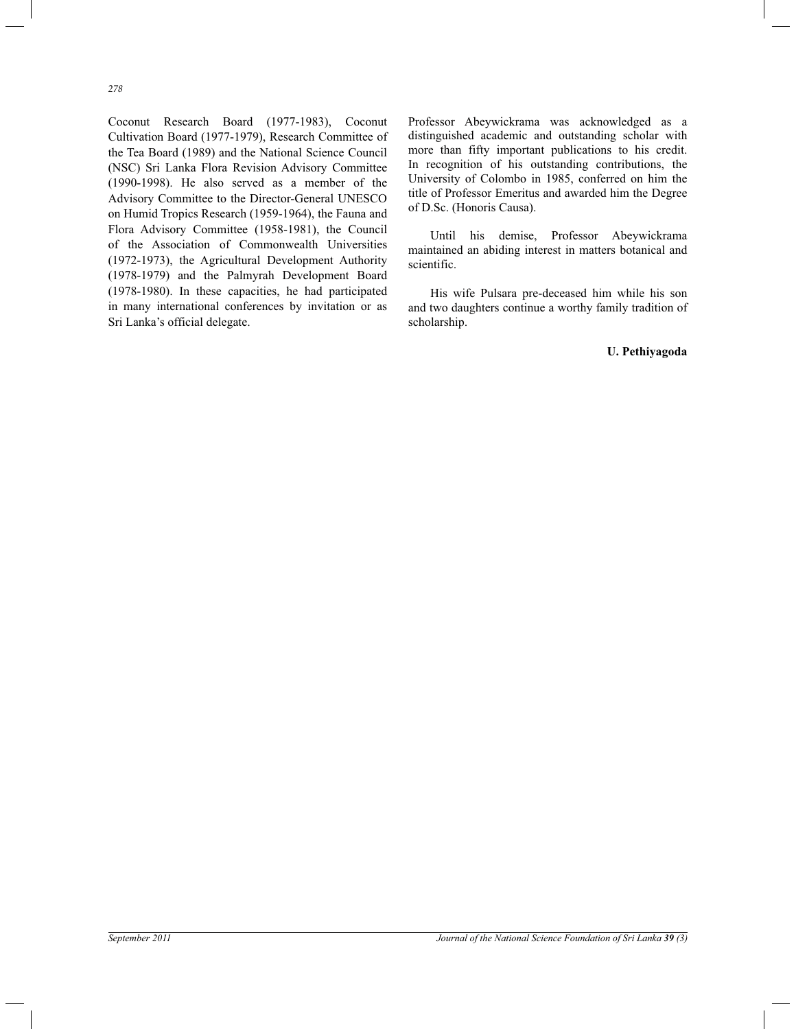Coconut Research Board (1977-1983), Coconut Cultivation Board (1977-1979), Research Committee of the Tea Board (1989) and the National Science Council (NSC) Sri Lanka Flora Revision Advisory Committee (1990-1998). He also served as a member of the Advisory Committee to the Director-General UNESCO on Humid Tropics Research (1959-1964), the Fauna and Flora Advisory Committee (1958-1981), the Council of the Association of Commonwealth Universities (1972-1973), the Agricultural Development Authority (1978-1979) and the Palmyrah Development Board (1978-1980). In these capacities, he had participated in many international conferences by invitation or as Sri Lanka's official delegate.

Professor Abeywickrama was acknowledged as a distinguished academic and outstanding scholar with more than fifty important publications to his credit. In recognition of his outstanding contributions, the University of Colombo in 1985, conferred on him the title of Professor Emeritus and awarded him the Degree of D.Sc. (Honoris Causa).

Until his demise, Professor Abeywickrama maintained an abiding interest in matters botanical and scientific.

His wife Pulsara pre-deceased him while his son and two daughters continue a worthy family tradition of scholarship.

**U. Pethiyagoda**